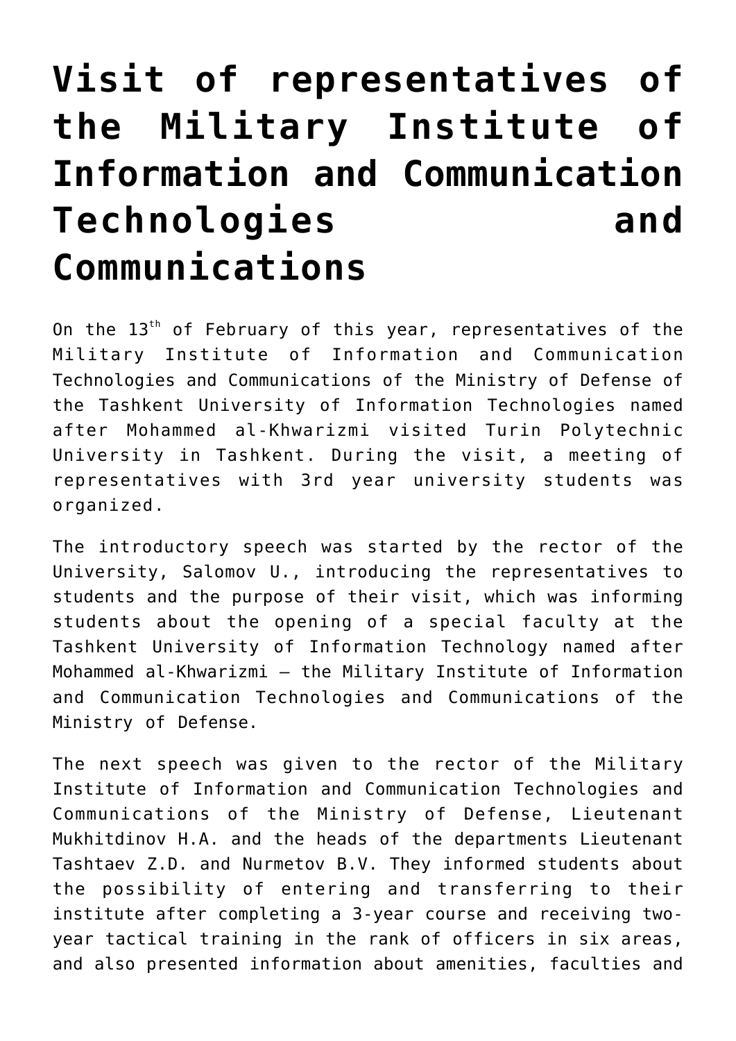# Visit of representatives of the Military Institute of Information and Communication Technologies and Communications

On the 13th of February of this year, representatives of the Military Institute of Information and Communication Technologies and Communications of the Ministry of Defense of the Tashkent University of Information Technologies named after Mohammed al-Khwarizmi visited Turin Polytechnic University in Tashkent. During the visit, a meeting of representatives with 3rd year university students was organized.

The introductory speech was started by the rector of the University, Salomov U., introducing the representatives to students and the purpose of their visit, which was informing students about the opening of a special faculty at the Tashkent University of Information Technology named after Mohammed al-Khwarizmi – the Military Institute of Information and Communication Technologies and Communications of the Ministry of Defense.

The next speech was given to the rector of the Military Institute of Information and Communication Technologies and Communications of the Ministry of Defense, Lieutenant Mukhitdinov H.A. and the heads of the departments Lieutenant Tashtaev Z.D. and Nurmetov B.V. They informed students about the possibility of entering and transferring to their institute after completing a 3-year course and receiving two-year tactical training in the rank of officers in six areas, and also presented information about amenities, faculties and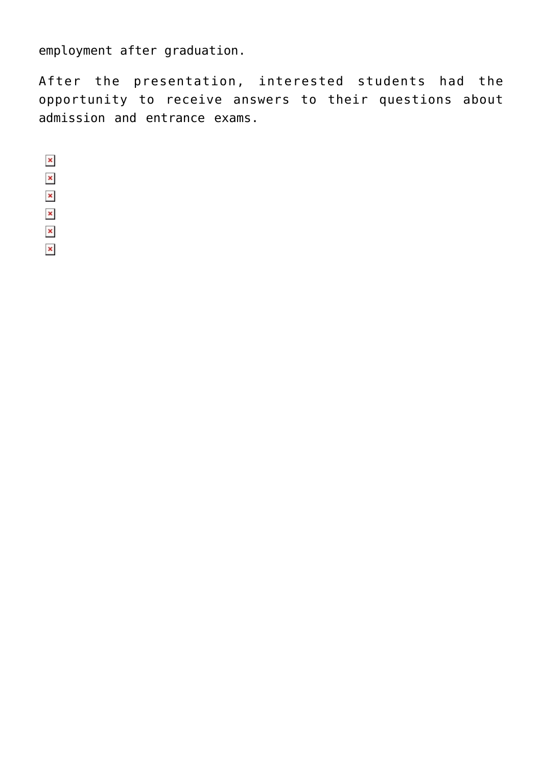employment after graduation.

After the presentation, interested students had the opportunity to receive answers to their questions about admission and entrance exams.